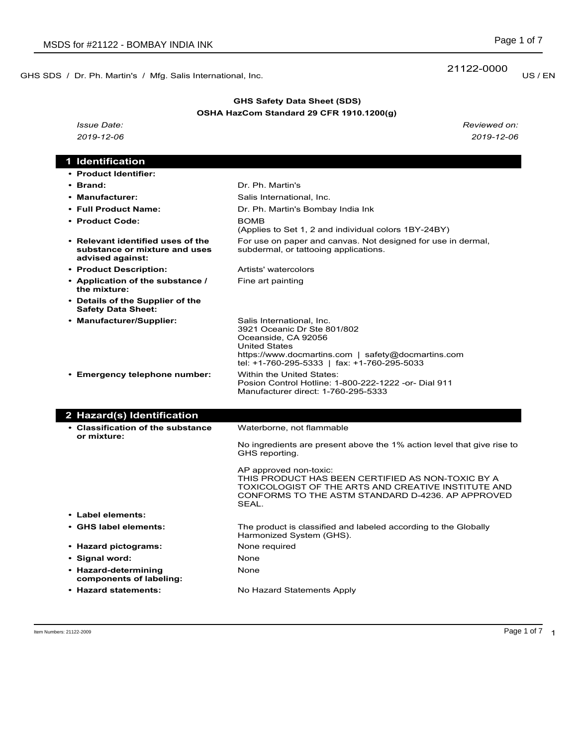GHS SDS / Dr. Ph. Martin's / Mfg. Salis International, Inc.

21122-0000 US / EN

**GHS Safety Data Sheet (SDS)**
**OSHA HazCom Standard 29 CFR 1910.1200(g)**

*Issue Date:* *2019-12-06*

*Reviewed on:* *2019-12-06*

## 1 Identification

- **Product Identifier:**
- **Brand:** Dr. Ph. Martin's
- **Manufacturer:** Salis International, Inc.
- **Full Product Name:** Dr. Ph. Martin's Bombay India Ink
- **Product Code:** BOMB
  (Applies to Set 1, 2 and individual colors 1BY-24BY)
- **Relevant identified uses of the substance or mixture and uses advised against:** For use on paper and canvas. Not designed for use in dermal, subdermal, or tattooing applications.
- **Product Description:** Artists' watercolors
- **Application of the substance / the mixture:** Fine art painting
- **Details of the Supplier of the Safety Data Sheet:**
- **Manufacturer/Supplier:** Salis International, Inc.
  3921 Oceanic Dr Ste 801/802
  Oceanside, CA 92056
  United States
  https://www.docmartins.com | safety@docmartins.com
  tel: +1-760-295-5333 | fax: +1-760-295-5033
- **Emergency telephone number:** Within the United States:
  Posion Control Hotline: 1-800-222-1222 -or- Dial 911
  Manufacturer direct: 1-760-295-5333

## 2 Hazard(s) Identification

- **Classification of the substance or mixture:** Waterborne, not flammable

  No ingredients are present above the 1% action level that give rise to GHS reporting.

  AP approved non-toxic:
  THIS PRODUCT HAS BEEN CERTIFIED AS NON-TOXIC BY A TOXICOLOGIST OF THE ARTS AND CREATIVE INSTITUTE AND CONFORMS TO THE ASTM STANDARD D-4236. AP APPROVED SEAL.
- **Label elements:**
- **GHS label elements:** The product is classified and labeled according to the Globally Harmonized System (GHS).
- **Hazard pictograms:** None required
- **Signal word:** None
- **Hazard-determining components of labeling:** None
- **Hazard statements:** No Hazard Statements Apply

Item Numbers: 21122-2009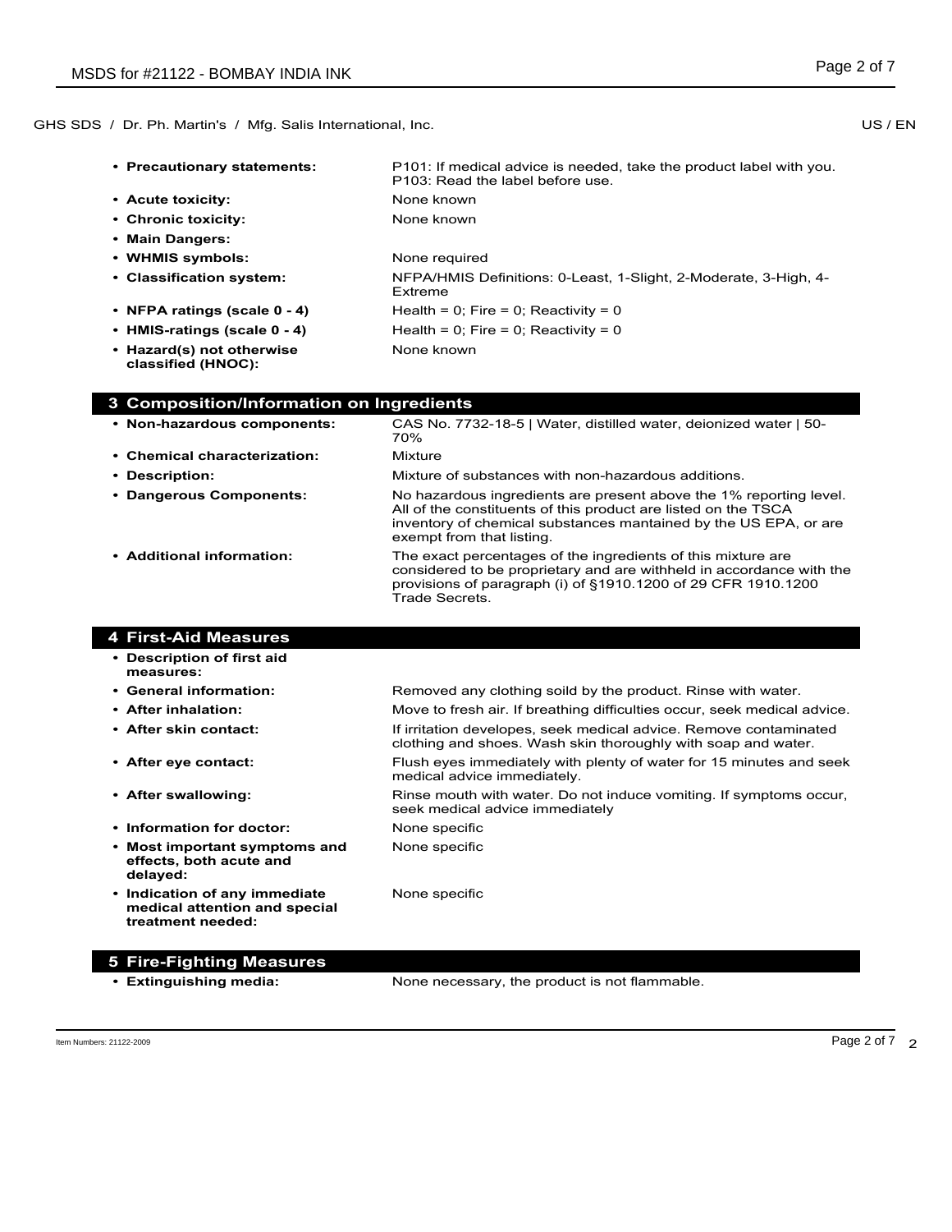- **Precautionary statements:** P101: If medical advice is needed, take the product label with you. P103: Read the label before use.
- **Acute toxicity:** None known
- **Chronic toxicity:** None known
- **Main Dangers:**
- **WHMIS symbols:** None required
- **Classification system:** NFPA/HMIS Definitions: 0-Least, 1-Slight, 2-Moderate, 3-High, 4-Extreme
- **NFPA ratings (scale 0 - 4)** Health = 0; Fire = 0; Reactivity = 0
- **HMIS-ratings (scale 0 - 4)** Health = 0; Fire = 0; Reactivity = 0
- **Hazard(s) not otherwise classified (HNOC):** None known

## 3 Composition/Information on Ingredients

- **Non-hazardous components:** CAS No. 7732-18-5 | Water, distilled water, deionized water | 50-70%
- **Chemical characterization:** Mixture
- **Description:** Mixture of substances with non-hazardous additions.
- **Dangerous Components:** No hazardous ingredients are present above the 1% reporting level. All of the constituents of this product are listed on the TSCA inventory of chemical substances mantained by the US EPA, or are exempt from that listing.
- **Additional information:** The exact percentages of the ingredients of this mixture are considered to be proprietary and are withheld in accordance with the provisions of paragraph (i) of §1910.1200 of 29 CFR 1910.1200 Trade Secrets.

## 4 First-Aid Measures

- **Description of first aid measures:**
- **General information:** Removed any clothing soild by the product. Rinse with water.
- **After inhalation:** Move to fresh air. If breathing difficulties occur, seek medical advice.
- **After skin contact:** If irritation developes, seek medical advice. Remove contaminated clothing and shoes. Wash skin thoroughly with soap and water.
- **After eye contact:** Flush eyes immediately with plenty of water for 15 minutes and seek medical advice immediately.
- **After swallowing:** Rinse mouth with water. Do not induce vomiting. If symptoms occur, seek medical advice immediately
- **Information for doctor:** None specific
- **Most important symptoms and effects, both acute and delayed:** None specific
- **Indication of any immediate medical attention and special treatment needed:** None specific

## 5 Fire-Fighting Measures

- **Extinguishing media:** None necessary, the product is not flammable.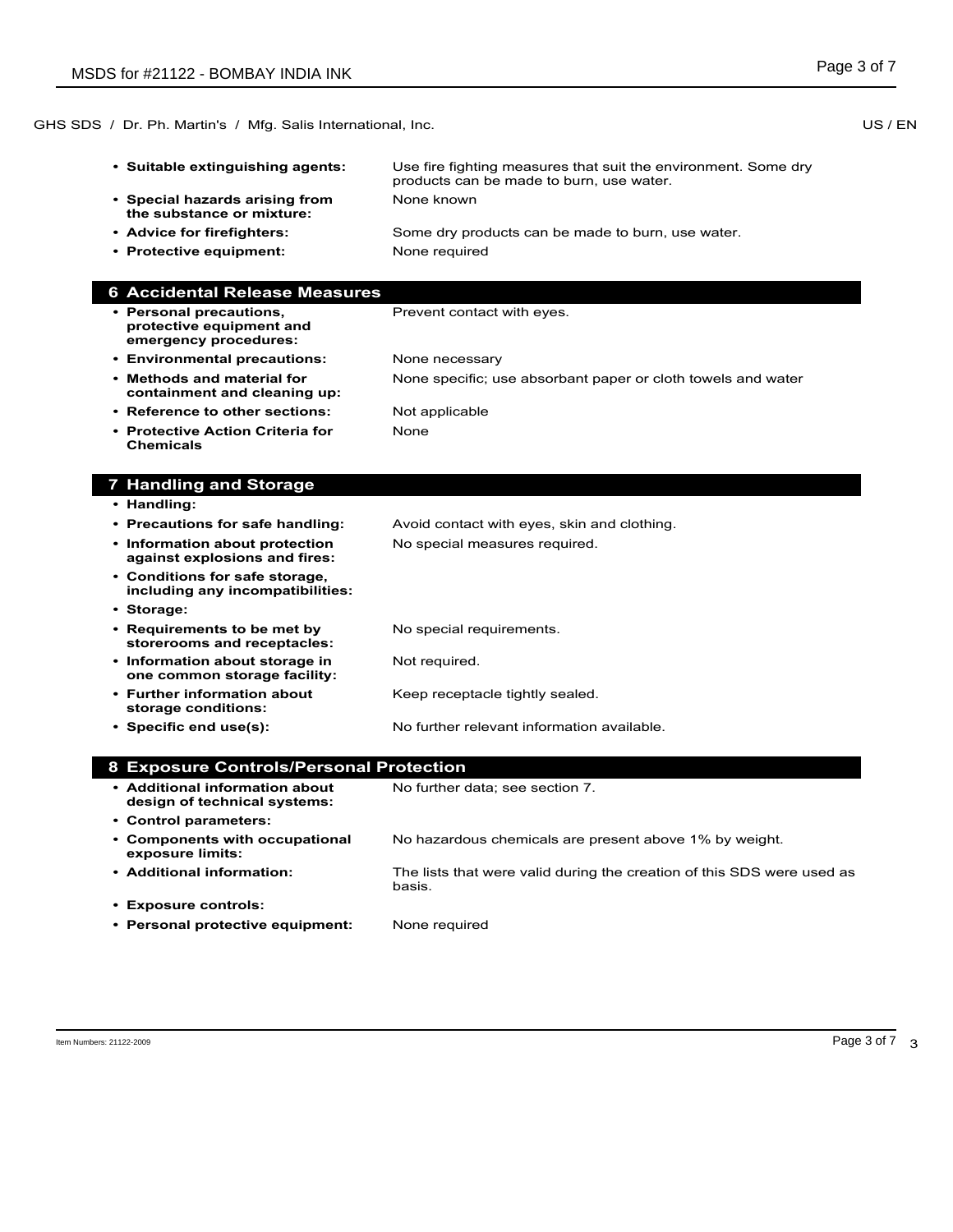- **Suitable extinguishing agents:** Use fire fighting measures that suit the environment. Some dry products can be made to burn, use water.
- **Special hazards arising from the substance or mixture:** None known
- **Advice for firefighters:** Some dry products can be made to burn, use water.
- **Protective equipment:** None required

## 6 Accidental Release Measures

- **Personal precautions, protective equipment and emergency procedures:** Prevent contact with eyes.
- **Environmental precautions:** None necessary
- **Methods and material for containment and cleaning up:** None specific; use absorbant paper or cloth towels and water
- **Reference to other sections:** Not applicable
- **Protective Action Criteria for Chemicals** None

## 7 Handling and Storage

- **Handling:**
- **Precautions for safe handling:** Avoid contact with eyes, skin and clothing.
- **Information about protection against explosions and fires:** No special measures required.
- **Conditions for safe storage, including any incompatibilities:**
- **Storage:**
- **Requirements to be met by storerooms and receptacles:** No special requirements.
- **Information about storage in one common storage facility:** Not required.
- **Further information about storage conditions:** Keep receptacle tightly sealed.
- **Specific end use(s):** No further relevant information available.

## 8 Exposure Controls/Personal Protection

- **Additional information about design of technical systems:** No further data; see section 7.
- **Control parameters:**
- **Components with occupational exposure limits:** No hazardous chemicals are present above 1% by weight.
- **Additional information:** The lists that were valid during the creation of this SDS were used as basis.
- **Exposure controls:**
- **Personal protective equipment:** None required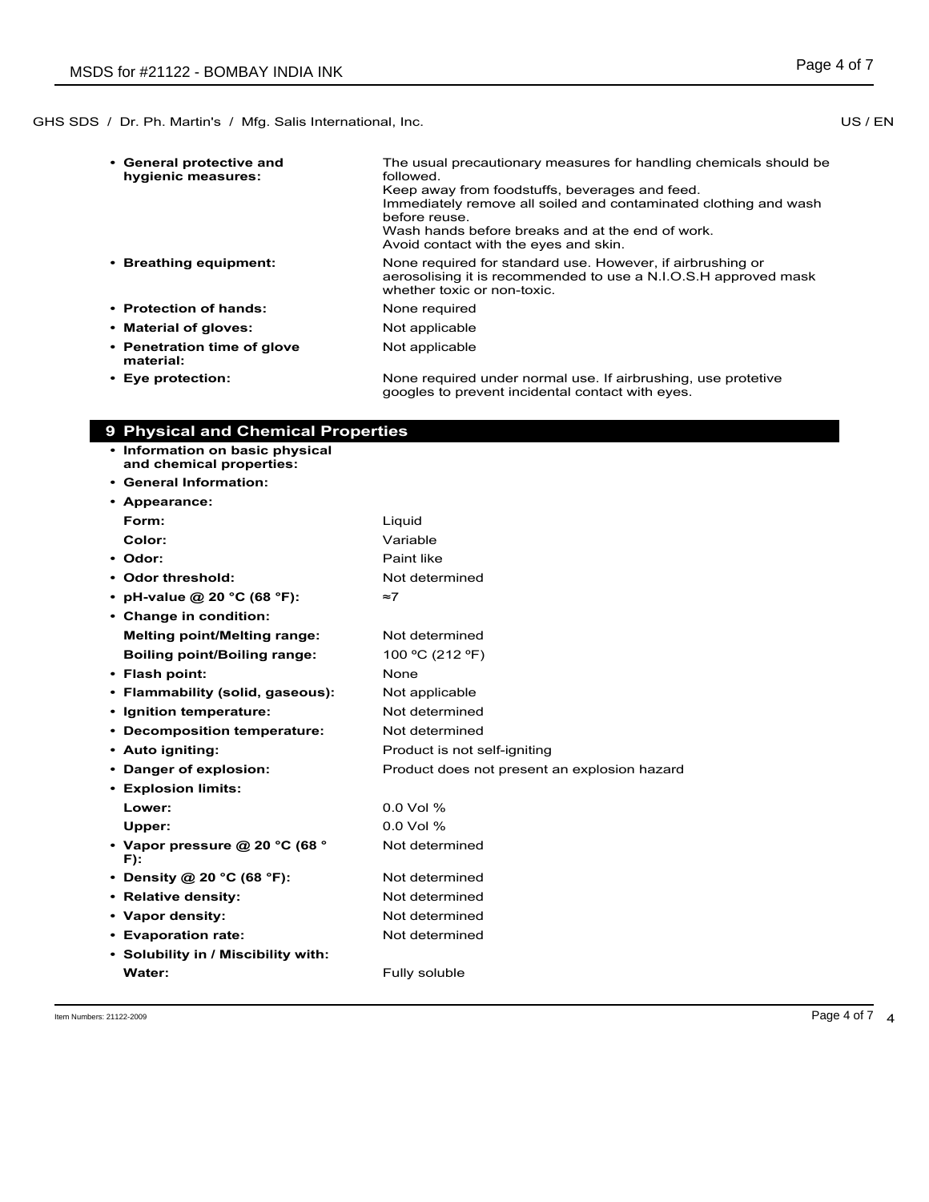- **General protective and hygienic measures:** The usual precautionary measures for handling chemicals should be followed.
  Keep away from foodstuffs, beverages and feed.
  Immediately remove all soiled and contaminated clothing and wash before reuse.
  Wash hands before breaks and at the end of work.
  Avoid contact with the eyes and skin.
- **Breathing equipment:** None required for standard use. However, if airbrushing or aerosolising it is recommended to use a N.I.O.S.H approved mask whether toxic or non-toxic.
- **Protection of hands:** None required
- **Material of gloves:** Not applicable
- **Penetration time of glove material:** Not applicable
- **Eye protection:** None required under normal use. If airbrushing, use protetive googles to prevent incidental contact with eyes.

## 9 Physical and Chemical Properties

- **Information on basic physical and chemical properties:**
- **General Information:**
- **Appearance:**
  - **Form:** Liquid
  - **Color:** Variable
- **Odor:** Paint like
- **Odor threshold:** Not determined
- **pH-value @ 20 °C (68 °F):** ≈7
- **Change in condition:**
  - **Melting point/Melting range:** Not determined
  - **Boiling point/Boiling range:** 100 ºC (212 ºF)
- **Flash point:** None
- **Flammability (solid, gaseous):** Not applicable
- **Ignition temperature:** Not determined
- **Decomposition temperature:** Not determined
- **Auto igniting:** Product is not self-igniting
- **Danger of explosion:** Product does not present an explosion hazard
- **Explosion limits:**
  - **Lower:** 0.0 Vol %
  - **Upper:** 0.0 Vol %
- **Vapor pressure @ 20 °C (68 °F):** Not determined
- **Density @ 20 °C (68 °F):** Not determined
- **Relative density:** Not determined
- **Vapor density:** Not determined
- **Evaporation rate:** Not determined
- **Solubility in / Miscibility with:**
  - **Water:** Fully soluble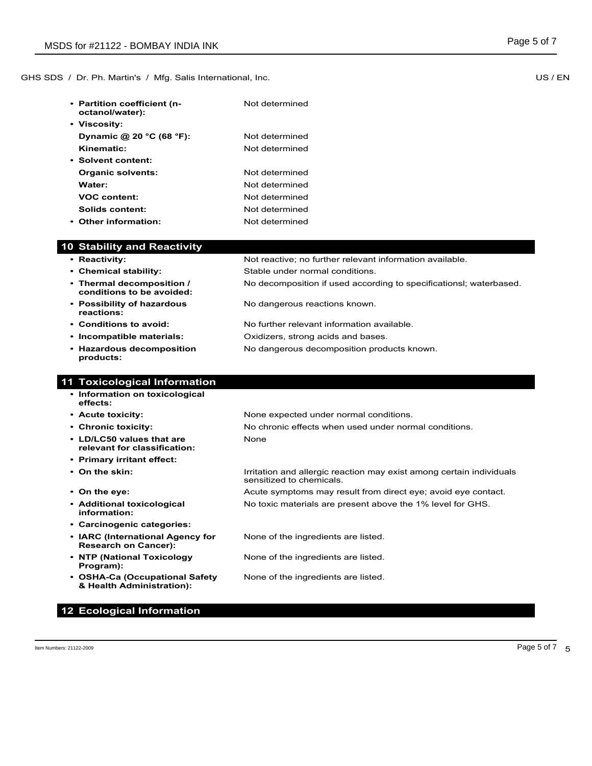- **Partition coefficient (n-octanol/water):** Not determined
- **Viscosity:**
  - **Dynamic @ 20 °C (68 °F):** Not determined
  - **Kinematic:** Not determined
- **Solvent content:**
  - **Organic solvents:** Not determined
  - **Water:** Not determined
  - **VOC content:** Not determined
  - **Solids content:** Not determined
- **Other information:** Not determined

## 10 Stability and Reactivity

- **Reactivity:** Not reactive; no further relevant information available.
- **Chemical stability:** Stable under normal conditions.
- **Thermal decomposition / conditions to be avoided:** No decomposition if used according to specificationsl; waterbased.
- **Possibility of hazardous reactions:** No dangerous reactions known.
- **Conditions to avoid:** No further relevant information available.
- **Incompatible materials:** Oxidizers, strong acids and bases.
- **Hazardous decomposition products:** No dangerous decomposition products known.

## 11 Toxicological Information

- **Information on toxicological effects:**
- **Acute toxicity:** None expected under normal conditions.
- **Chronic toxicity:** No chronic effects when used under normal conditions.
- **LD/LC50 values that are relevant for classification:** None
- **Primary irritant effect:**
- **On the skin:** Irritation and allergic reaction may exist among certain individuals sensitized to chemicals.
- **On the eye:** Acute symptoms may result from direct eye; avoid eye contact.
- **Additional toxicological information:** No toxic materials are present above the 1% level for GHS.
- **Carcinogenic categories:**
- **IARC (International Agency for Research on Cancer):** None of the ingredients are listed.
- **NTP (National Toxicology Program):** None of the ingredients are listed.
- **OSHA-Ca (Occupational Safety & Health Administration):** None of the ingredients are listed.

## 12 Ecological Information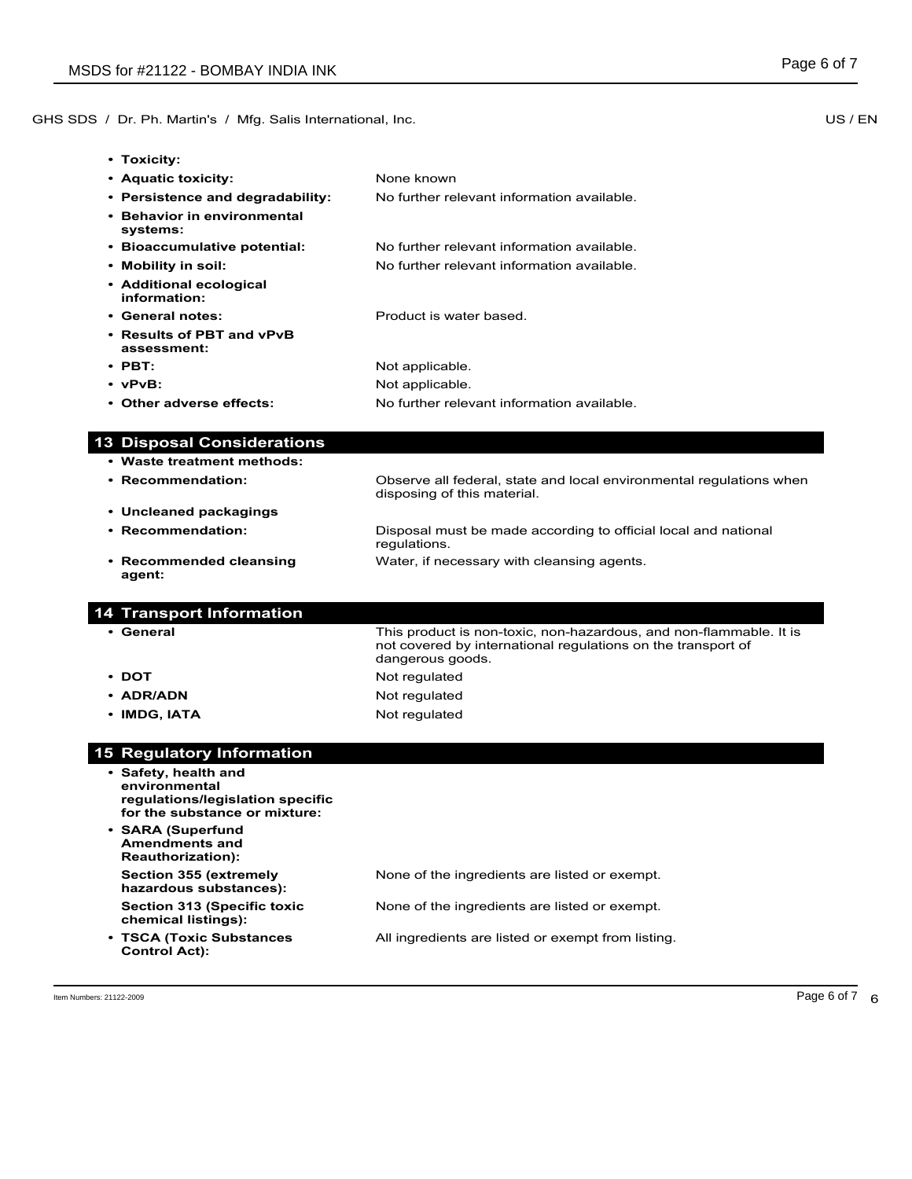- **Toxicity:**
- **Aquatic toxicity:** None known
- **Persistence and degradability:** No further relevant information available.
- **Behavior in environmental systems:**
- **Bioaccumulative potential:** No further relevant information available.
- **Mobility in soil:** No further relevant information available.
- **Additional ecological information:**
- **General notes:** Product is water based.
- **Results of PBT and vPvB assessment:**
- **PBT:** Not applicable.
- **vPvB:** Not applicable.
- **Other adverse effects:** No further relevant information available.

## 13 Disposal Considerations

- **Waste treatment methods:**
- **Recommendation:** Observe all federal, state and local environmental regulations when disposing of this material.
- **Uncleaned packagings**
- **Recommendation:** Disposal must be made according to official local and national regulations.
- **Recommended cleansing agent:** Water, if necessary with cleansing agents.

## 14 Transport Information

- **General** This product is non-toxic, non-hazardous, and non-flammable. It is not covered by international regulations on the transport of dangerous goods.
- **DOT** Not regulated
- **ADR/ADN** Not regulated
- **IMDG, IATA** Not regulated

## 15 Regulatory Information

- **Safety, health and environmental regulations/legislation specific for the substance or mixture:**
- **SARA (Superfund Amendments and Reauthorization):**

  **Section 355 (extremely hazardous substances):** None of the ingredients are listed or exempt.

  **Section 313 (Specific toxic chemical listings):** None of the ingredients are listed or exempt.
- **TSCA (Toxic Substances Control Act):** All ingredients are listed or exempt from listing.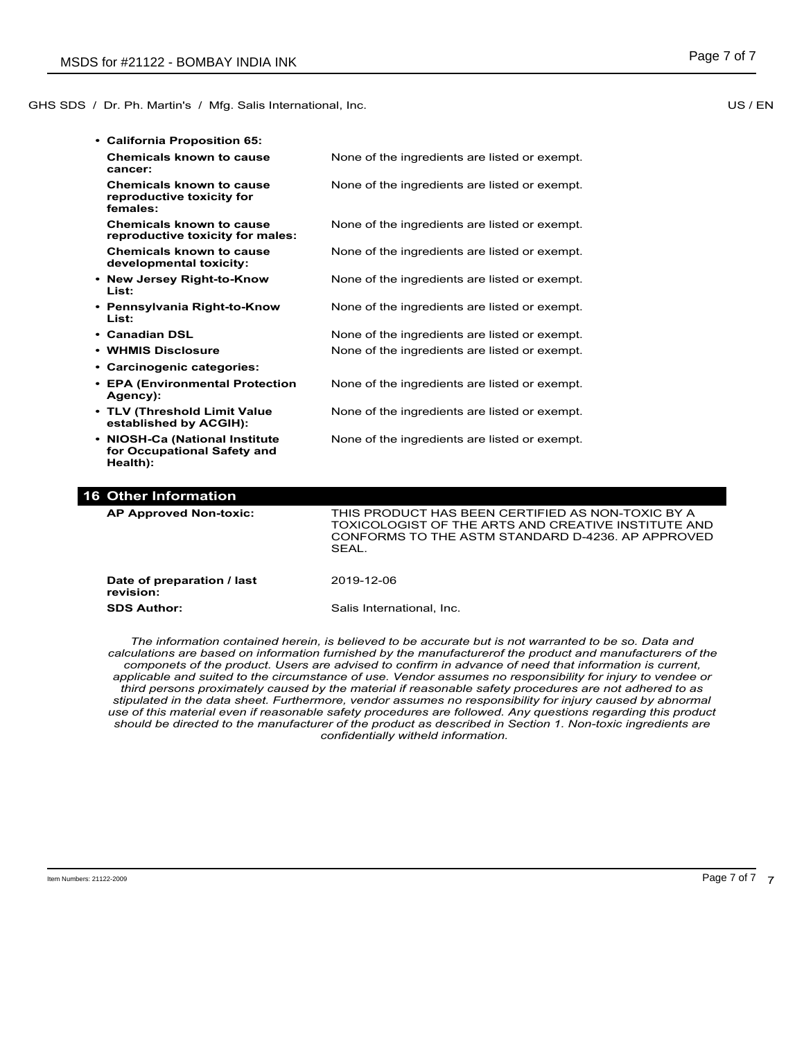- **California Proposition 65:**

| | |
|---|---|
| **Chemicals known to cause cancer:** | None of the ingredients are listed or exempt. |
| **Chemicals known to cause reproductive toxicity for females:** | None of the ingredients are listed or exempt. |
| **Chemicals known to cause reproductive toxicity for males:** | None of the ingredients are listed or exempt. |
| **Chemicals known to cause developmental toxicity:** | None of the ingredients are listed or exempt. |

| | |
|---|---|
| • **New Jersey Right-to-Know List:** | None of the ingredients are listed or exempt. |
| • **Pennsylvania Right-to-Know List:** | None of the ingredients are listed or exempt. |
| • **Canadian DSL** | None of the ingredients are listed or exempt. |
| • **WHMIS Disclosure** | None of the ingredients are listed or exempt. |

- **Carcinogenic categories:**

| | |
|---|---|
| • **EPA (Environmental Protection Agency):** | None of the ingredients are listed or exempt. |
| • **TLV (Threshold Limit Value established by ACGIH):** | None of the ingredients are listed or exempt. |
| • **NIOSH-Ca (National Institute for Occupational Safety and Health):** | None of the ingredients are listed or exempt. |

## 16 Other Information

| | |
|---|---|
| **AP Approved Non-toxic:** | THIS PRODUCT HAS BEEN CERTIFIED AS NON-TOXIC BY A TOXICOLOGIST OF THE ARTS AND CREATIVE INSTITUTE AND CONFORMS TO THE ASTM STANDARD D-4236. AP APPROVED SEAL. |
| **Date of preparation / last revision:** | 2019-12-06 |
| **SDS Author:** | Salis International, Inc. |

*The information contained herein, is believed to be accurate but is not warranted to be so. Data and calculations are based on information furnished by the manufacturerof the product and manufacturers of the componets of the product. Users are advised to confirm in advance of need that information is current, applicable and suited to the circumstance of use. Vendor assumes no responsibility for injury to vendee or third persons proximately caused by the material if reasonable safety procedures are not adhered to as stipulated in the data sheet. Furthermore, vendor assumes no responsibility for injury caused by abnormal use of this material even if reasonable safety procedures are followed. Any questions regarding this product should be directed to the manufacturer of the product as described in Section 1. Non-toxic ingredients are confidentially witheld information.*